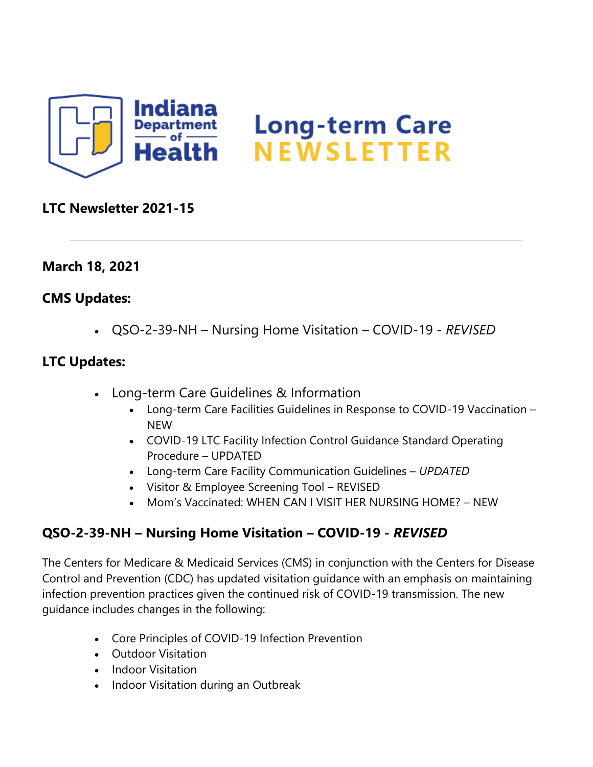Indiana Department of Health

# Long-term Care NEWSLETTER

**LTC Newsletter 2021-15**

---

**March 18, 2021**

**CMS Updates:**

- QSO-2-39-NH – Nursing Home Visitation – COVID-19 - *REVISED*

**LTC Updates:**

- Long-term Care Guidelines & Information
  - Long-term Care Facilities Guidelines in Response to COVID-19 Vaccination – NEW
  - COVID-19 LTC Facility Infection Control Guidance Standard Operating Procedure – UPDATED
  - Long-term Care Facility Communication Guidelines – *UPDATED*
  - Visitor & Employee Screening Tool – REVISED
  - Mom's Vaccinated: WHEN CAN I VISIT HER NURSING HOME? – NEW

## QSO-2-39-NH – Nursing Home Visitation – COVID-19 - *REVISED*

The Centers for Medicare & Medicaid Services (CMS) in conjunction with the Centers for Disease Control and Prevention (CDC) has updated visitation guidance with an emphasis on maintaining infection prevention practices given the continued risk of COVID-19 transmission. The new guidance includes changes in the following:

- Core Principles of COVID-19 Infection Prevention
- Outdoor Visitation
- Indoor Visitation
- Indoor Visitation during an Outbreak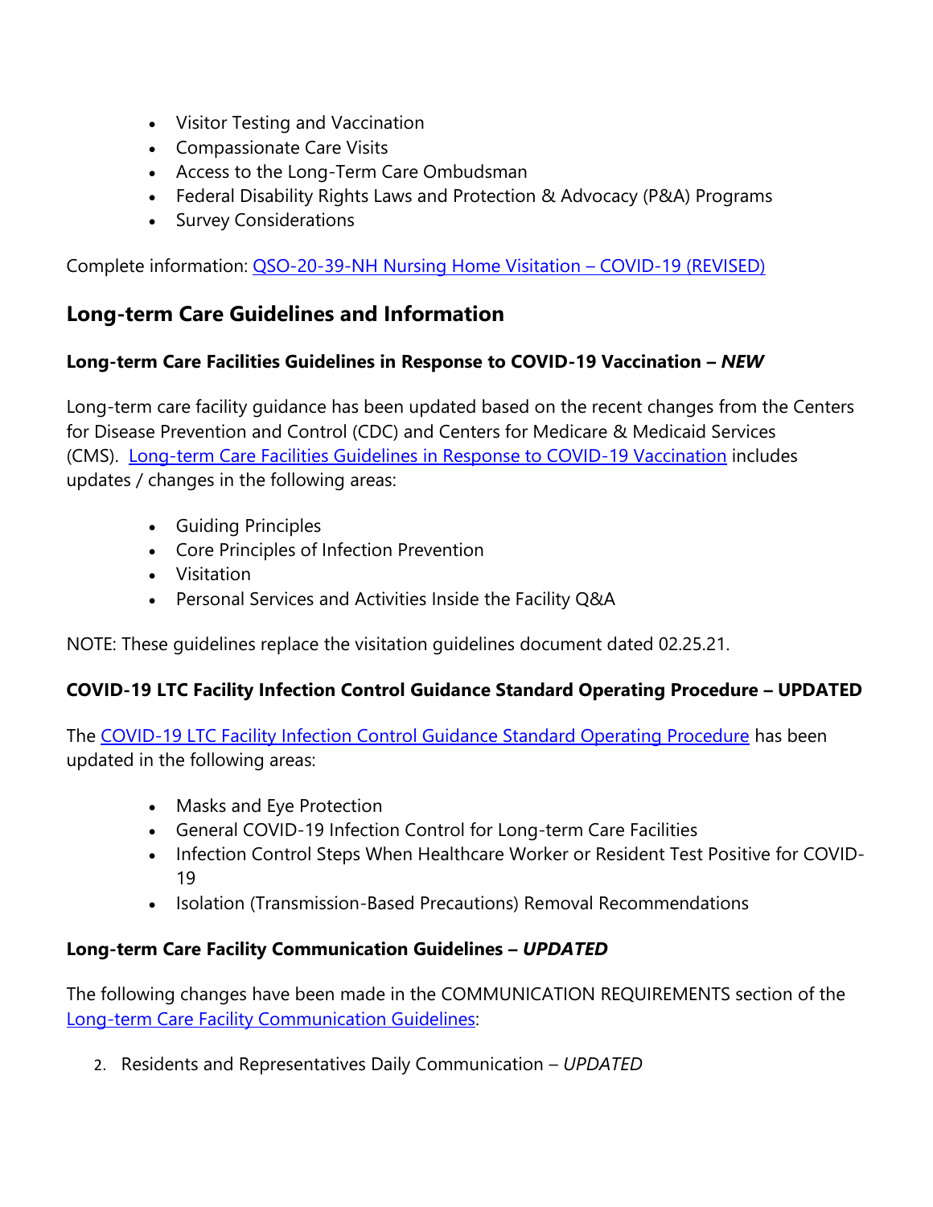- Visitor Testing and Vaccination
- Compassionate Care Visits
- Access to the Long-Term Care Ombudsman
- Federal Disability Rights Laws and Protection & Advocacy (P&A) Programs
- Survey Considerations

Complete information: [QSO-20-39-NH Nursing Home Visitation – COVID-19 (REVISED)]()

## Long-term Care Guidelines and Information

### Long-term Care Facilities Guidelines in Response to COVID-19 Vaccination – *NEW*

Long-term care facility guidance has been updated based on the recent changes from the Centers for Disease Prevention and Control (CDC) and Centers for Medicare & Medicaid Services (CMS). [Long-term Care Facilities Guidelines in Response to COVID-19 Vaccination]() includes updates / changes in the following areas:

- Guiding Principles
- Core Principles of Infection Prevention
- Visitation
- Personal Services and Activities Inside the Facility Q&A

NOTE: These guidelines replace the visitation guidelines document dated 02.25.21.

### COVID-19 LTC Facility Infection Control Guidance Standard Operating Procedure – UPDATED

The [COVID-19 LTC Facility Infection Control Guidance Standard Operating Procedure]() has been updated in the following areas:

- Masks and Eye Protection
- General COVID-19 Infection Control for Long-term Care Facilities
- Infection Control Steps When Healthcare Worker or Resident Test Positive for COVID-19
- Isolation (Transmission-Based Precautions) Removal Recommendations

### Long-term Care Facility Communication Guidelines – *UPDATED*

The following changes have been made in the COMMUNICATION REQUIREMENTS section of the [Long-term Care Facility Communication Guidelines]():

2. Residents and Representatives Daily Communication – *UPDATED*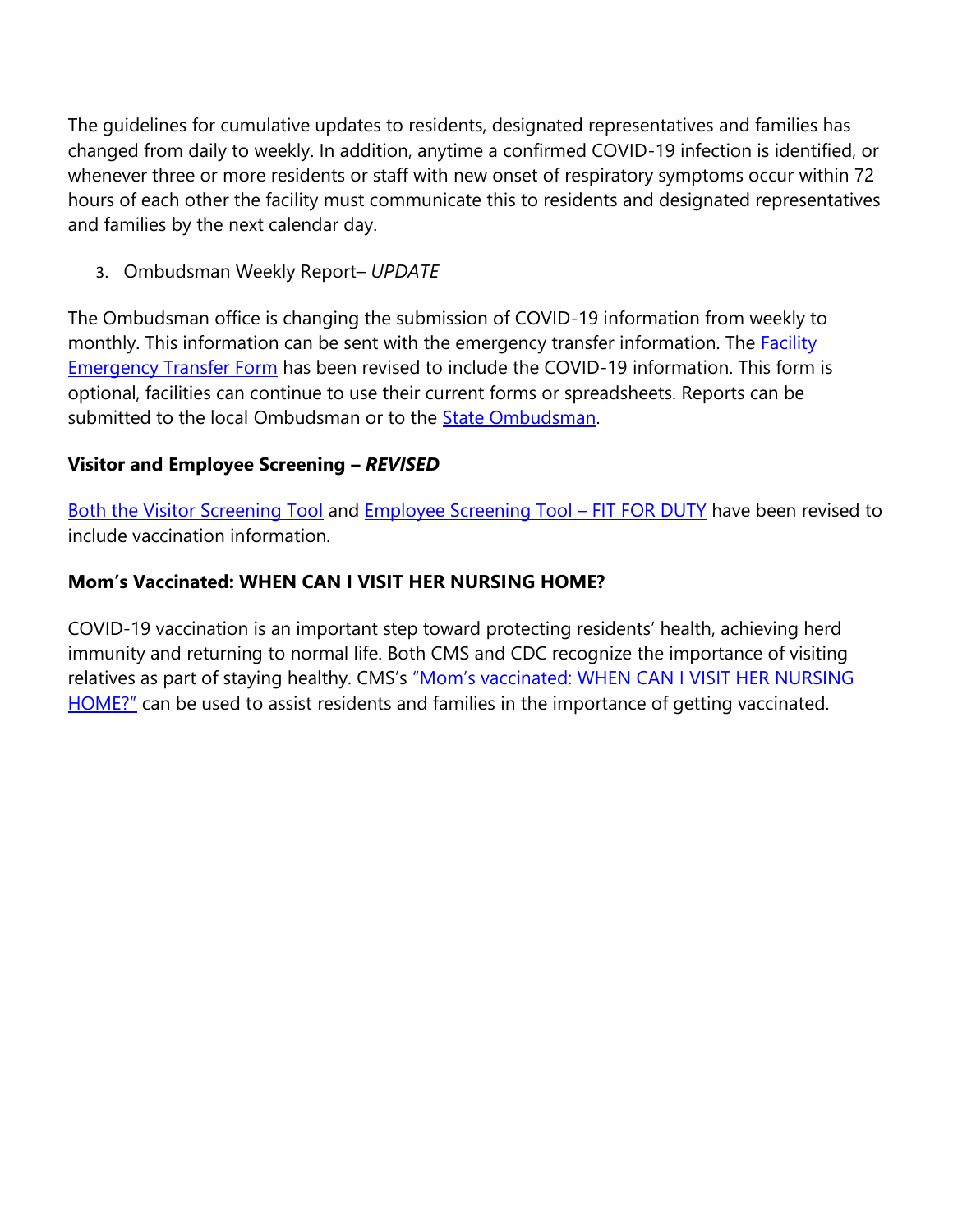The guidelines for cumulative updates to residents, designated representatives and families has changed from daily to weekly. In addition, anytime a confirmed COVID-19 infection is identified, or whenever three or more residents or staff with new onset of respiratory symptoms occur within 72 hours of each other the facility must communicate this to residents and designated representatives and families by the next calendar day.

3. Ombudsman Weekly Report– *UPDATE*

The Ombudsman office is changing the submission of COVID-19 information from weekly to monthly. This information can be sent with the emergency transfer information. The Facility Emergency Transfer Form has been revised to include the COVID-19 information. This form is optional, facilities can continue to use their current forms or spreadsheets. Reports can be submitted to the local Ombudsman or to the State Ombudsman.

**Visitor and Employee Screening – *REVISED***

Both the Visitor Screening Tool and Employee Screening Tool – FIT FOR DUTY have been revised to include vaccination information.

**Mom's Vaccinated: WHEN CAN I VISIT HER NURSING HOME?**

COVID-19 vaccination is an important step toward protecting residents' health, achieving herd immunity and returning to normal life. Both CMS and CDC recognize the importance of visiting relatives as part of staying healthy. CMS's "Mom's vaccinated: WHEN CAN I VISIT HER NURSING HOME?" can be used to assist residents and families in the importance of getting vaccinated.